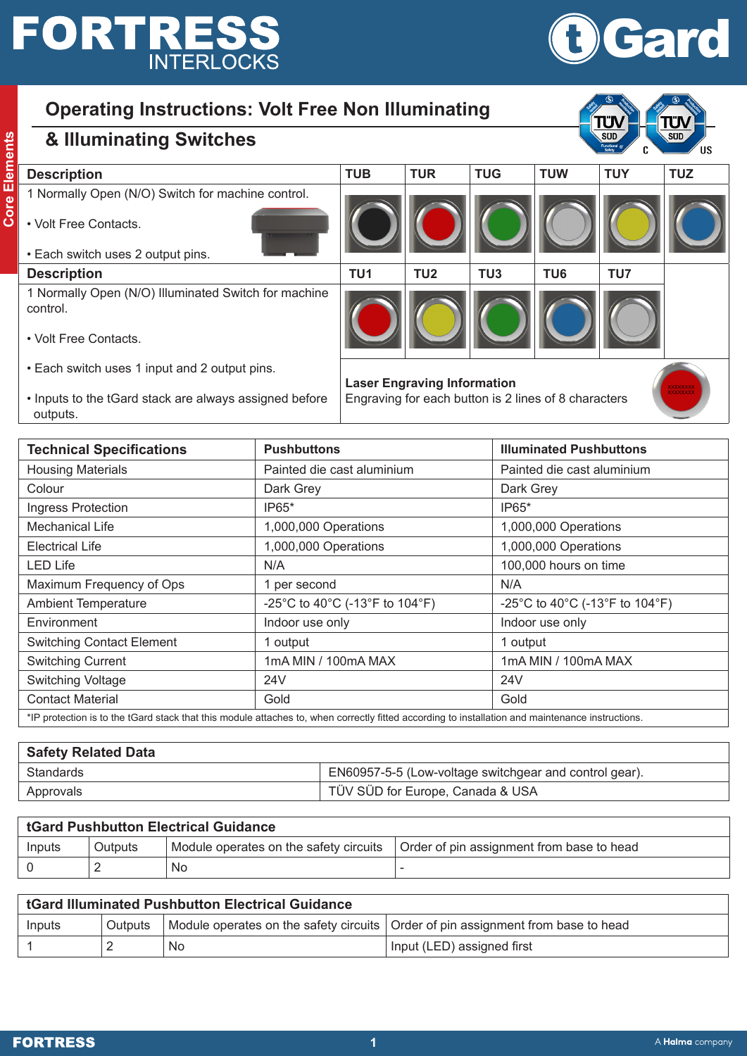# Operating Instructions: Volt Free Non Illuminating & Illuminating Switches

| Description | TUB | TUR | TUG | TUW | TUY | TUZ |
|---|---|---|---|---|---|---|
| 1 Normally Open (N/O) Switch for machine control.<br>• Volt Free Contacts.<br>• Each switch uses 2 output pins. | | | | | | |

| Description | TU1 | TU2 | TU3 | TU6 | TU7 |
|---|---|---|---|---|---|
| 1 Normally Open (N/O) Illuminated Switch for machine control.<br>• Volt Free Contacts.<br>• Each switch uses 1 input and 2 output pins.<br>• Inputs to the tGard stack are always assigned before outputs. | | | | | |

**Laser Engraving Information**
Engraving for each button is 2 lines of 8 characters

| Technical Specifications | Pushbuttons | Illuminated Pushbuttons |
|---|---|---|
| Housing Materials | Painted die cast aluminium | Painted die cast aluminium |
| Colour | Dark Grey | Dark Grey |
| Ingress Protection | IP65* | IP65* |
| Mechanical Life | 1,000,000 Operations | 1,000,000 Operations |
| Electrical Life | 1,000,000 Operations | 1,000,000 Operations |
| LED Life | N/A | 100,000 hours on time |
| Maximum Frequency of Ops | 1 per second | N/A |
| Ambient Temperature | -25°C to 40°C (-13°F to 104°F) | -25°C to 40°C (-13°F to 104°F) |
| Environment | Indoor use only | Indoor use only |
| Switching Contact Element | 1 output | 1 output |
| Switching Current | 1mA MIN / 100mA MAX | 1mA MIN / 100mA MAX |
| Switching Voltage | 24V | 24V |
| Contact Material | Gold | Gold |

*IP protection is to the tGard stack that this module attaches to, when correctly fitted according to installation and maintenance instructions.

| Safety Related Data | |
|---|---|
| Standards | EN60957-5-5 (Low-voltage switchgear and control gear). |
| Approvals | TÜV SÜD for Europe, Canada & USA |

**tGard Pushbutton Electrical Guidance**

| Inputs | Outputs | Module operates on the safety circuits | Order of pin assignment from base to head |
|---|---|---|---|
| 0 | 2 | No | - |

**tGard Illuminated Pushbutton Electrical Guidance**

| Inputs | Outputs | Module operates on the safety circuits | Order of pin assignment from base to head |
|---|---|---|---|
| 1 | 2 | No | Input (LED) assigned first |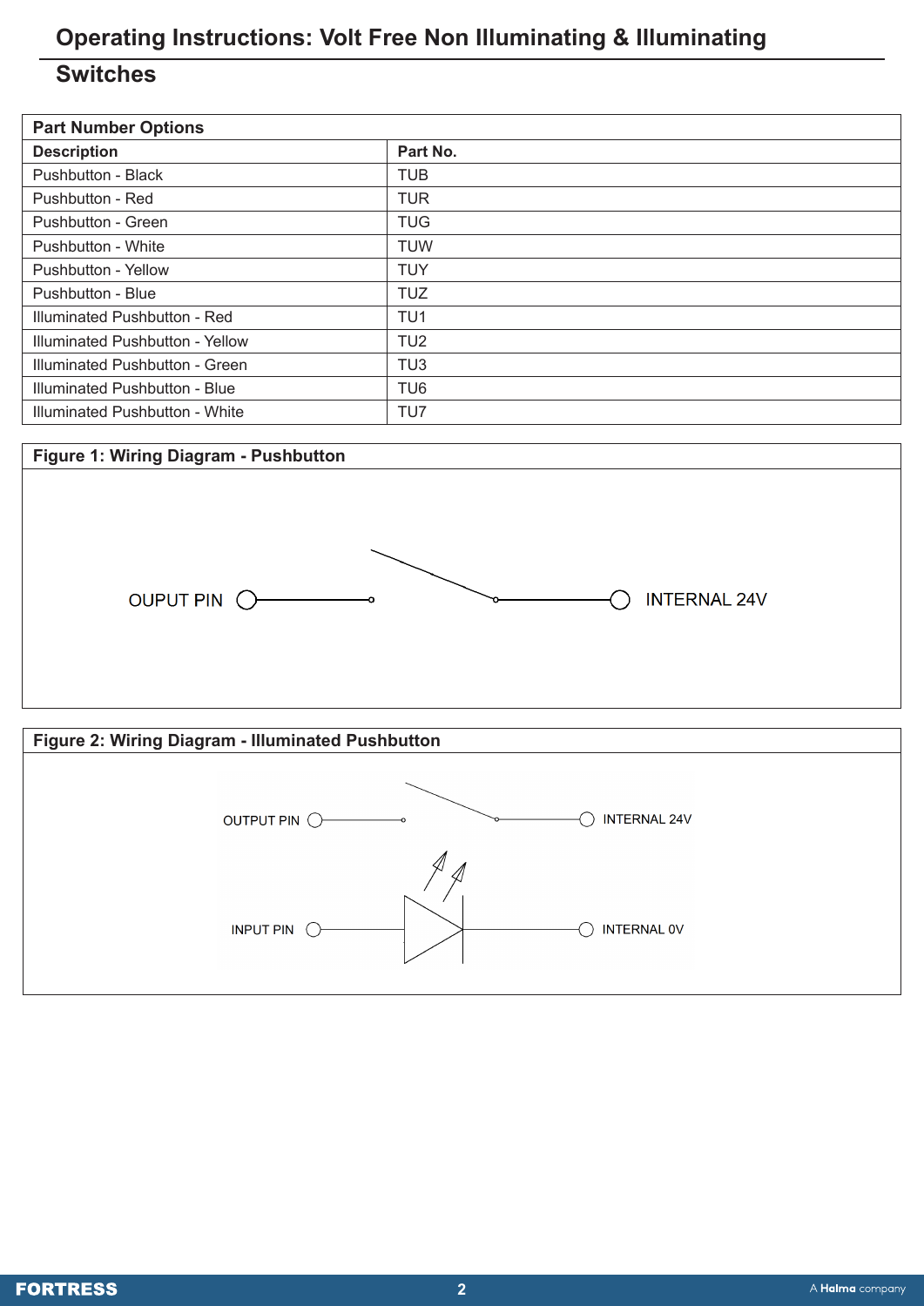# Operating Instructions: Volt Free Non Illuminating & Illuminating Switches

| Part Number Options | |
|---|---|
| **Description** | **Part No.** |
| Pushbutton - Black | TUB |
| Pushbutton - Red | TUR |
| Pushbutton - Green | TUG |
| Pushbutton - White | TUW |
| Pushbutton - Yellow | TUY |
| Pushbutton - Blue | TUZ |
| Illuminated Pushbutton - Red | TU1 |
| Illuminated Pushbutton - Yellow | TU2 |
| Illuminated Pushbutton - Green | TU3 |
| Illuminated Pushbutton - Blue | TU6 |
| Illuminated Pushbutton - White | TU7 |

**Figure 1: Wiring Diagram - Pushbutton**

OUPUT PIN — INTERNAL 24V

**Figure 2: Wiring Diagram - Illuminated Pushbutton**

OUTPUT PIN — INTERNAL 24V

INPUT PIN — INTERNAL 0V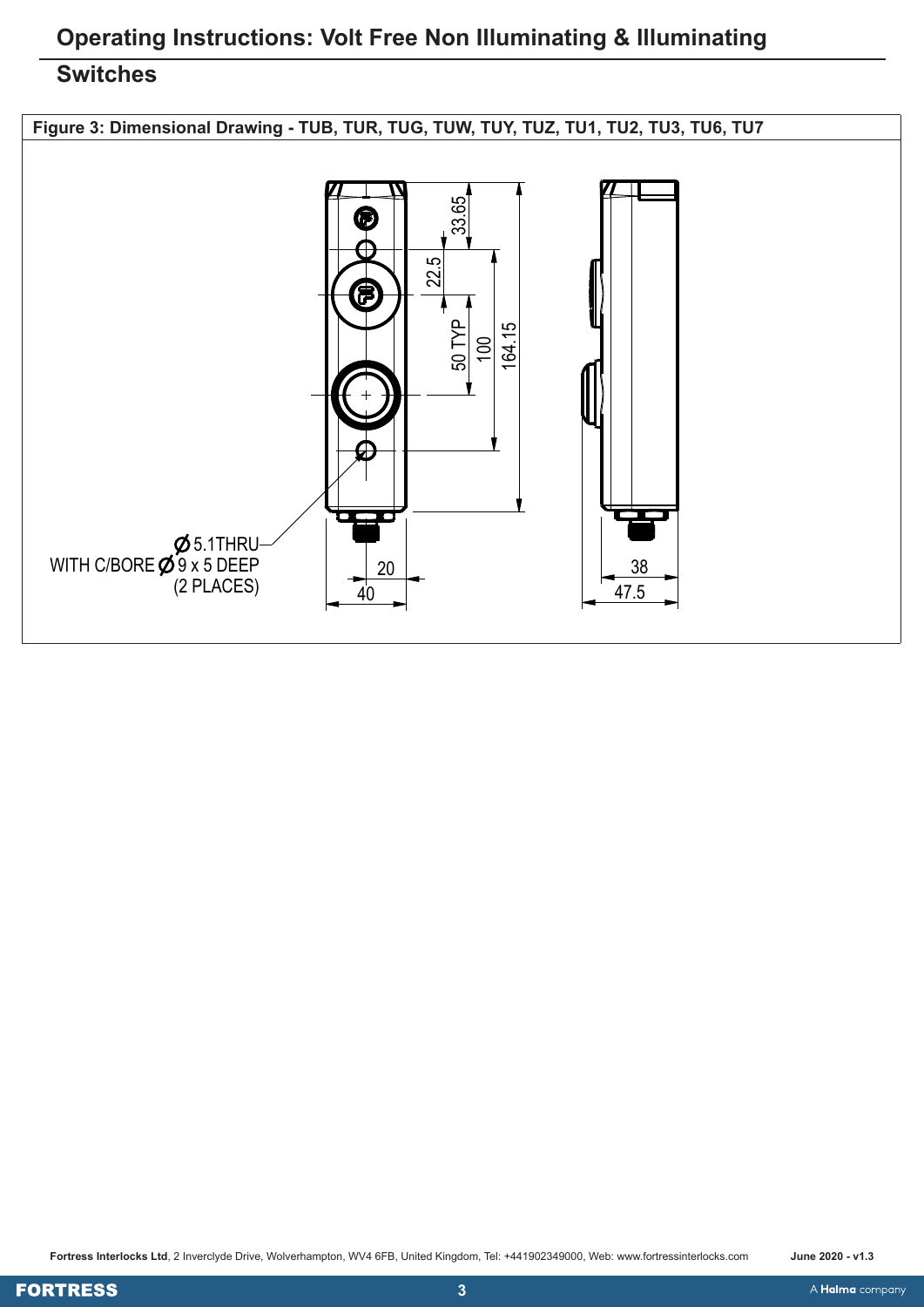# Operating Instructions: Volt Free Non Illuminating & Illuminating Switches

**Figure 3: Dimensional Drawing - TUB, TUR, TUG, TUW, TUY, TUZ, TU1, TU2, TU3, TU6, TU7**

33.65
22.5
50 TYP
100
164.15
Ø 5.1THRU
WITH C/BORE Ø 9 x 5 DEEP
(2 PLACES)
20
40
38
47.5